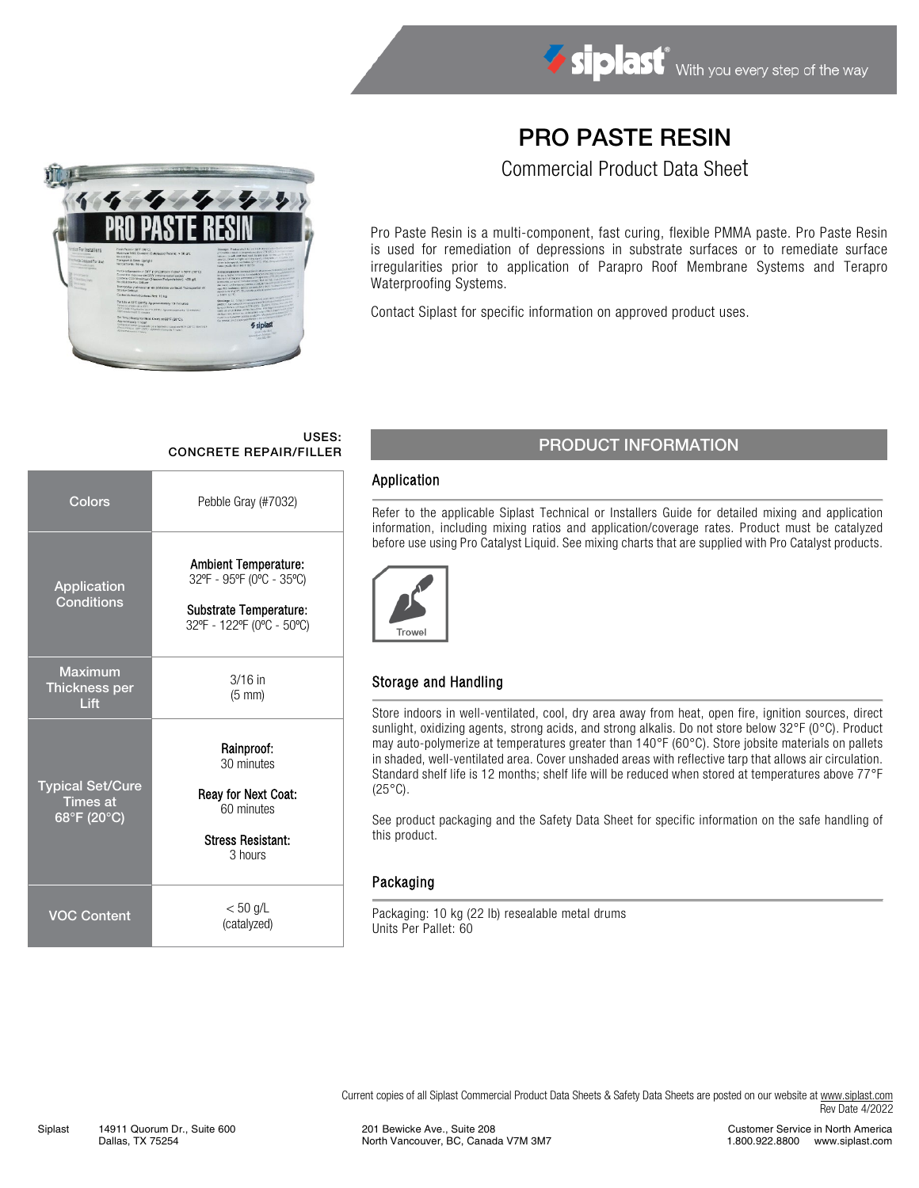# PRO PASTE RESIN

Commercial Product Data Sheet

Pro Paste Resin is a multi-component, fast curing, flexible PMMA paste. Pro Paste Resin is used for remediation of depressions in substrate surfaces or to remediate surface irregularities prior to application of Parapro Roof Membrane Systems and Terapro Waterproofing Systems.

Contact Siplast for specific information on approved product uses.

**USES: CONCRETE REPAIR/FILLER**

| | |
|---|---|
| Colors | Pebble Gray (#7032) |
| Application Conditions | **Ambient Temperature:** 32ºF - 95ºF (0ºC - 35ºC)<br>**Substrate Temperature:** 32ºF - 122ºF (0ºC - 50ºC) |
| Maximum Thickness per Lift | 3/16 in (5 mm) |
| Typical Set/Cure Times at 68°F (20°C) | **Rainproof:** 30 minutes<br>**Reay for Next Coat:** 60 minutes<br>**Stress Resistant:** 3 hours |
| VOC Content | < 50 g/L (catalyzed) |

## PRODUCT INFORMATION

### Application

Refer to the applicable Siplast Technical or Installers Guide for detailed mixing and application information, including mixing ratios and application/coverage rates. Product must be catalyzed before use using Pro Catalyst Liquid. See mixing charts that are supplied with Pro Catalyst products.

Trowel

### Storage and Handling

Store indoors in well-ventilated, cool, dry area away from heat, open fire, ignition sources, direct sunlight, oxidizing agents, strong acids, and strong alkalis. Do not store below 32°F (0°C). Product may auto-polymerize at temperatures greater than 140°F (60°C). Store jobsite materials on pallets in shaded, well-ventilated area. Cover unshaded areas with reflective tarp that allows air circulation. Standard shelf life is 12 months; shelf life will be reduced when stored at temperatures above 77°F (25°C).

See product packaging and the Safety Data Sheet for specific information on the safe handling of this product.

### Packaging

Packaging: 10 kg (22 lb) resealable metal drums
Units Per Pallet: 60

Current copies of all Siplast Commercial Product Data Sheets & Safety Data Sheets are posted on our website at www.siplast.com
Rev Date 4/2022

Siplast 14911 Quorum Dr., Suite 600 Dallas, TX 75254 | 201 Bewicke Ave., Suite 208 North Vancouver, BC, Canada V7M 3M7 | Customer Service in North America 1.800.922.8800 www.siplast.com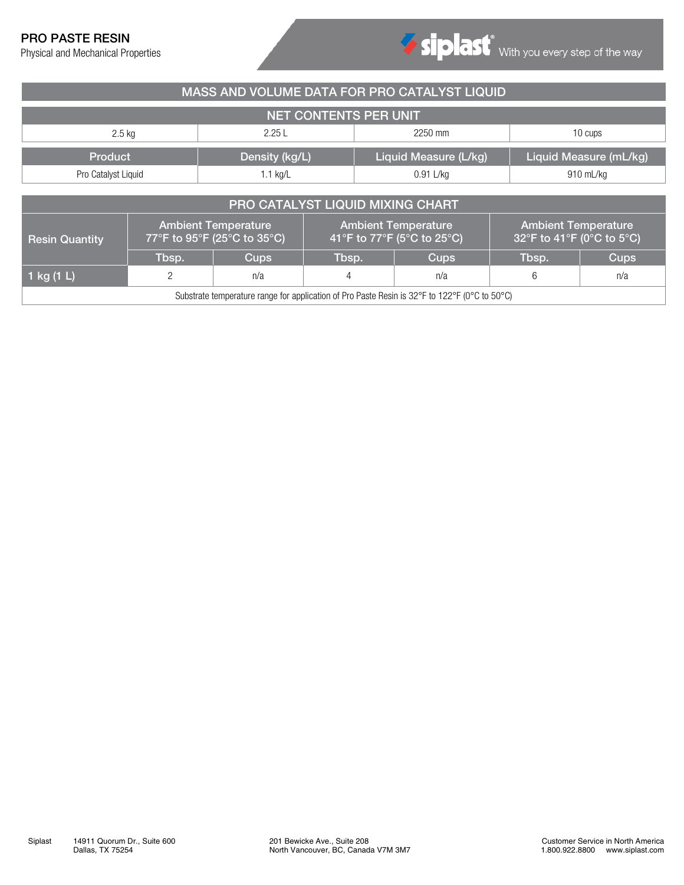## MASS AND VOLUME DATA FOR PRO CATALYST LIQUID

| NET CONTENTS PER UNIT | | | |
|---|---|---|---|
| 2.5 kg | 2.25 L | 2250 mm | 10 cups |

| Product | Density (kg/L) | Liquid Measure (L/kg) | Liquid Measure (mL/kg) |
|---|---|---|---|
| Pro Catalyst Liquid | 1.1 kg/L | 0.91 L/kg | 910 mL/kg |

## PRO CATALYST LIQUID MIXING CHART

| Resin Quantity | Ambient Temperature 77°F to 95°F (25°C to 35°C) | | Ambient Temperature 41°F to 77°F (5°C to 25°C) | | Ambient Temperature 32°F to 41°F (0°C to 5°C) | |
|---|---|---|---|---|---|---|
| | Tbsp. | Cups | Tbsp. | Cups | Tbsp. | Cups |
| 1 kg (1 L) | 2 | n/a | 4 | n/a | 6 | n/a |

Substrate temperature range for application of Pro Paste Resin is 32°F to 122°F (0°C to 50°C)